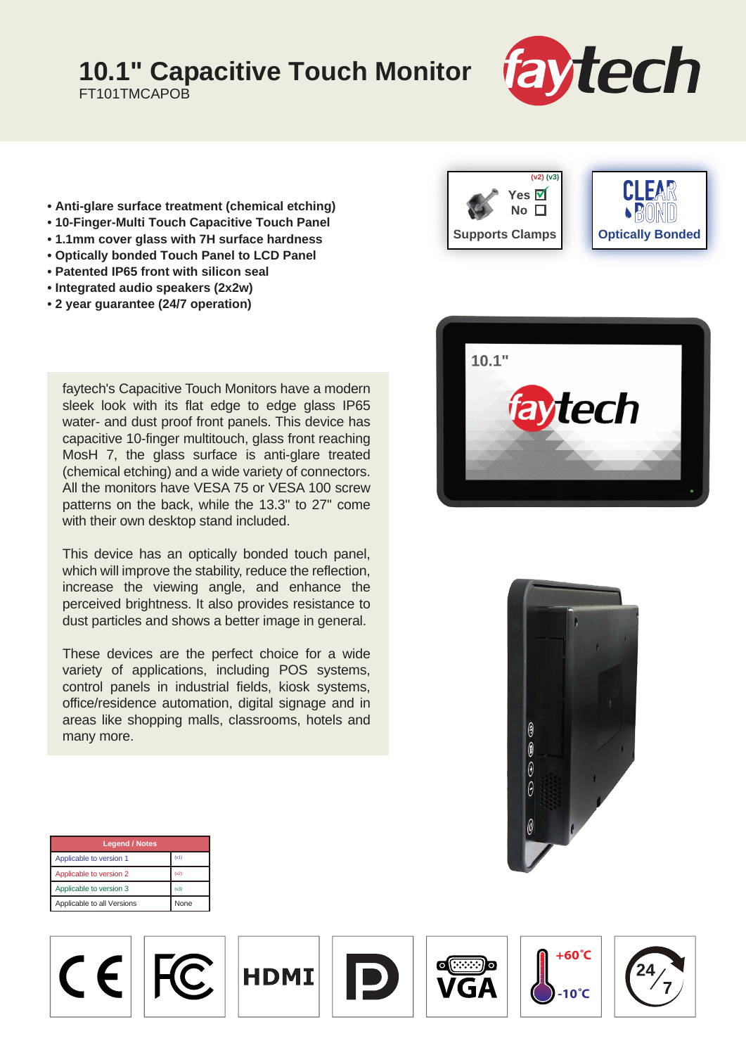# 10.1" Capacitive Touch Monitor

FT101TMCAPOB

- Anti-glare surface treatment (chemical etching)
- 10-Finger-Multi Touch Capacitive Touch Panel
- 1.1mm cover glass with 7H surface hardness
- Optically bonded Touch Panel to LCD Panel
- Patented IP65 front with silicon seal
- Integrated audio speakers (2x2w)
- 2 year guarantee (24/7 operation)

(v2) (v3) Yes ☑ No ☐ Supports Clamps

Optically Bonded

faytech's Capacitive Touch Monitors have a modern sleek look with its flat edge to edge glass IP65 water- and dust proof front panels. This device has capacitive 10-finger multitouch, glass front reaching MosH 7, the glass surface is anti-glare treated (chemical etching) and a wide variety of connectors. All the monitors have VESA 75 or VESA 100 screw patterns on the back, while the 13.3" to 27" come with their own desktop stand included.

This device has an optically bonded touch panel, which will improve the stability, reduce the reflection, increase the viewing angle, and enhance the perceived brightness. It also provides resistance to dust particles and shows a better image in general.

These devices are the perfect choice for a wide variety of applications, including POS systems, control panels in industrial fields, kiosk systems, office/residence automation, digital signage and in areas like shopping malls, classrooms, hotels and many more.

| Legend / Notes | |
|---|---|
| Applicable to version 1 | (v1) |
| Applicable to version 2 | (v2) |
| Applicable to version 3 | (v3) |
| Applicable to all Versions | None |

CE | FC | HDMI | DP | VGA | +60°C -10°C | 24/7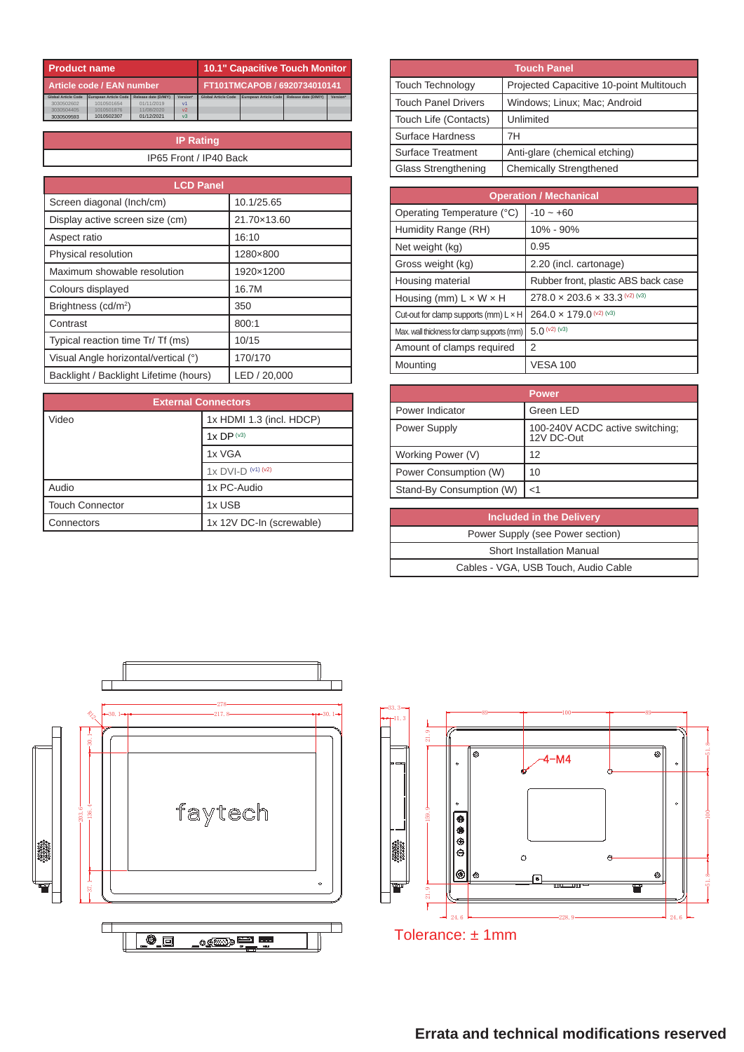| Product name | 10.1" Capacitive Touch Monitor |
|---|---|
| Article code / EAN number | FT101TMCAPOB / 6920734010141 |

| Global Article Code | European Article Code | Release date (D/M/Y) | Version* |
|---|---|---|---|
| 3030502602 | 1010501654 | 01/11/2019 | v1 |
| 3030504405 | 1010501876 | 11/08/2020 | v2 |
| 3030509593 | 1010502307 | 01/12/2021 | v3 |

| IP Rating |
|---|
| IP65 Front / IP40 Back |

| LCD Panel | |
|---|---|
| Screen diagonal (Inch/cm) | 10.1/25.65 |
| Display active screen size (cm) | 21.70×13.60 |
| Aspect ratio | 16:10 |
| Physical resolution | 1280×800 |
| Maximum showable resolution | 1920×1200 |
| Colours displayed | 16.7M |
| Brightness (cd/m²) | 350 |
| Contrast | 800:1 |
| Typical reaction time Tr/ Tf (ms) | 10/15 |
| Visual Angle horizontal/vertical (°) | 170/170 |
| Backlight / Backlight Lifetime (hours) | LED / 20,000 |

| External Connectors | |
|---|---|
| Video | 1x HDMI 1.3 (incl. HDCP) |
| | 1x DP (v3) |
| | 1x VGA |
| | 1x DVI-D (v1) (v2) |
| Audio | 1x PC-Audio |
| Touch Connector | 1x USB |
| Connectors | 1x 12V DC-In (screwable) |

| Touch Panel | |
|---|---|
| Touch Technology | Projected Capacitive 10-point Multitouch |
| Touch Panel Drivers | Windows; Linux; Mac; Android |
| Touch Life (Contacts) | Unlimited |
| Surface Hardness | 7H |
| Surface Treatment | Anti-glare (chemical etching) |
| Glass Strengthening | Chemically Strengthened |

| Operation / Mechanical | |
|---|---|
| Operating Temperature (°C) | -10 ~ +60 |
| Humidity Range (RH) | 10% - 90% |
| Net weight (kg) | 0.95 |
| Gross weight (kg) | 2.20 (incl. cartonage) |
| Housing material | Rubber front, plastic ABS back case |
| Housing (mm) L × W × H | 278.0 × 203.6 × 33.3 (v2) (v3) |
| Cut-out for clamp supports (mm) L × H | 264.0 × 179.0 (v2) (v3) |
| Max. wall thickness for clamp supports (mm) | 5.0 (v2) (v3) |
| Amount of clamps required | 2 |
| Mounting | VESA 100 |

| Power | |
|---|---|
| Power Indicator | Green LED |
| Power Supply | 100-240V ACDC active switching; 12V DC-Out |
| Working Power (V) | 12 |
| Power Consumption (W) | 10 |
| Stand-By Consumption (W) | <1 |

| Included in the Delivery |
|---|
| Power Supply (see Power section) |
| Short Installation Manual |
| Cables - VGA, USB Touch, Audio Cable |

Tolerance: ± 1mm

**Errata and technical modifications reserved**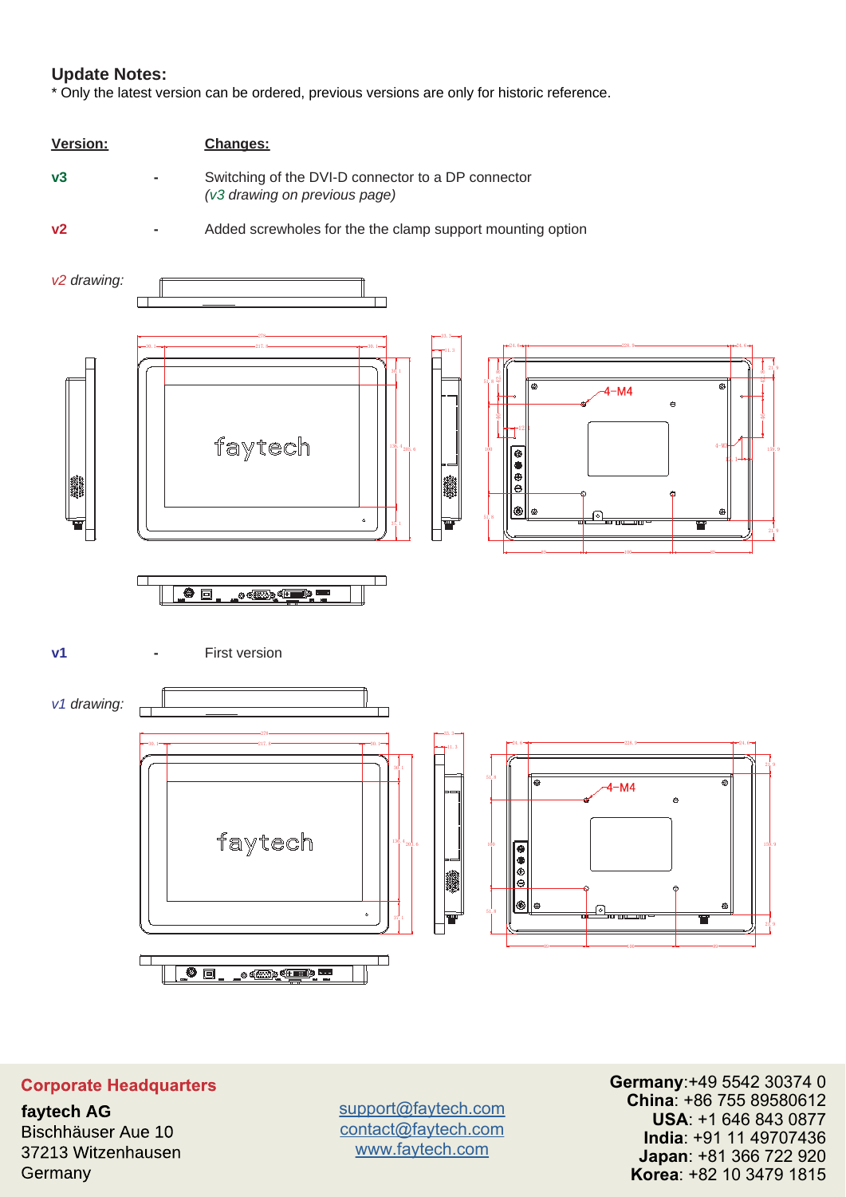## Update Notes:

* Only the latest version can be ordered, previous versions are only for historic reference.

| Version: | | Changes: |
|---|---|---|
| v3 | - | Switching of the DVI-D connector to a DP connector<br>*(v3 drawing on previous page)* |
| v2 | - | Added screwholes for the the clamp support mounting option |

*v2 drawing:*

4-M4

faytech

| | | |
|---|---|---|
| v1 | - | First version |

*v1 drawing:*

4-M4

faytech

**Corporate Headquarters**

**faytech AG**
Bischhäuser Aue 10
37213 Witzenhausen
Germany

support@faytech.com
contact@faytech.com
www.faytech.com

**Germany**:+49 5542 30374 0
**China**: +86 755 89580612
**USA**: +1 646 843 0877
**India**: +91 11 49707436
**Japan**: +81 366 722 920
**Korea**: +82 10 3479 1815